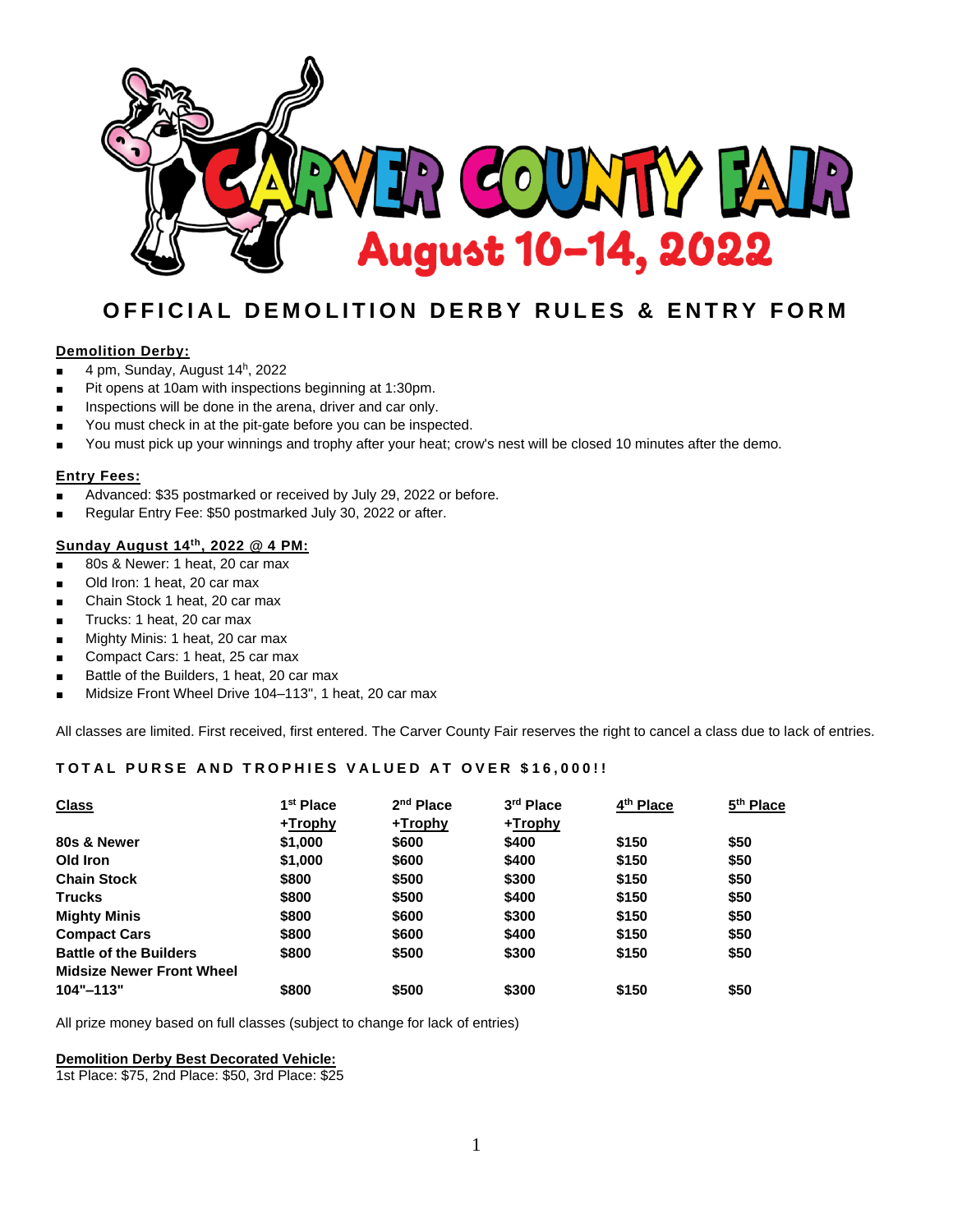# CARVER COUNTY FAIR

## August 10–14, 2022

# OFFICIAL DEMOLITION DERBY RULES & ENTRY FORM

**Demolition Derby:**

- 4 pm, Sunday, August 14h, 2022
- Pit opens at 10am with inspections beginning at 1:30pm.
- Inspections will be done in the arena, driver and car only.
- You must check in at the pit-gate before you can be inspected.
- You must pick up your winnings and trophy after your heat; crow's nest will be closed 10 minutes after the demo.

**Entry Fees:**

- Advanced: $35 postmarked or received by July 29, 2022 or before.
- Regular Entry Fee: $50 postmarked July 30, 2022 or after.

**Sunday August 14th, 2022 @ 4 PM:**

- 80s & Newer: 1 heat, 20 car max
- Old Iron: 1 heat, 20 car max
- Chain Stock 1 heat, 20 car max
- Trucks: 1 heat, 20 car max
- Mighty Minis: 1 heat, 20 car max
- Compact Cars: 1 heat, 25 car max
- Battle of the Builders, 1 heat, 20 car max
- Midsize Front Wheel Drive 104–113", 1 heat, 20 car max

All classes are limited. First received, first entered. The Carver County Fair reserves the right to cancel a class due to lack of entries.

**TOTAL PURSE AND TROPHIES VALUED AT OVER $16,000!!**

| Class | 1st Place +Trophy | 2nd Place +Trophy | 3rd Place +Trophy | 4th Place | 5th Place |
|---|---|---|---|---|---|
| 80s & Newer | $1,000 | $600 | $400 | $150 | $50 |
| Old Iron | $1,000 | $600 | $400 | $150 | $50 |
| Chain Stock | $800 | $500 | $300 | $150 | $50 |
| Trucks | $800 | $500 | $400 | $150 | $50 |
| Mighty Minis | $800 | $600 | $300 | $150 | $50 |
| Compact Cars | $800 | $600 | $400 | $150 | $50 |
| Battle of the Builders | $800 | $500 | $300 | $150 | $50 |
| Midsize Newer Front Wheel 104"–113" | $800 | $500 | $300 | $150 | $50 |

All prize money based on full classes (subject to change for lack of entries)

**Demolition Derby Best Decorated Vehicle:**
1st Place: $75, 2nd Place: $50, 3rd Place: $25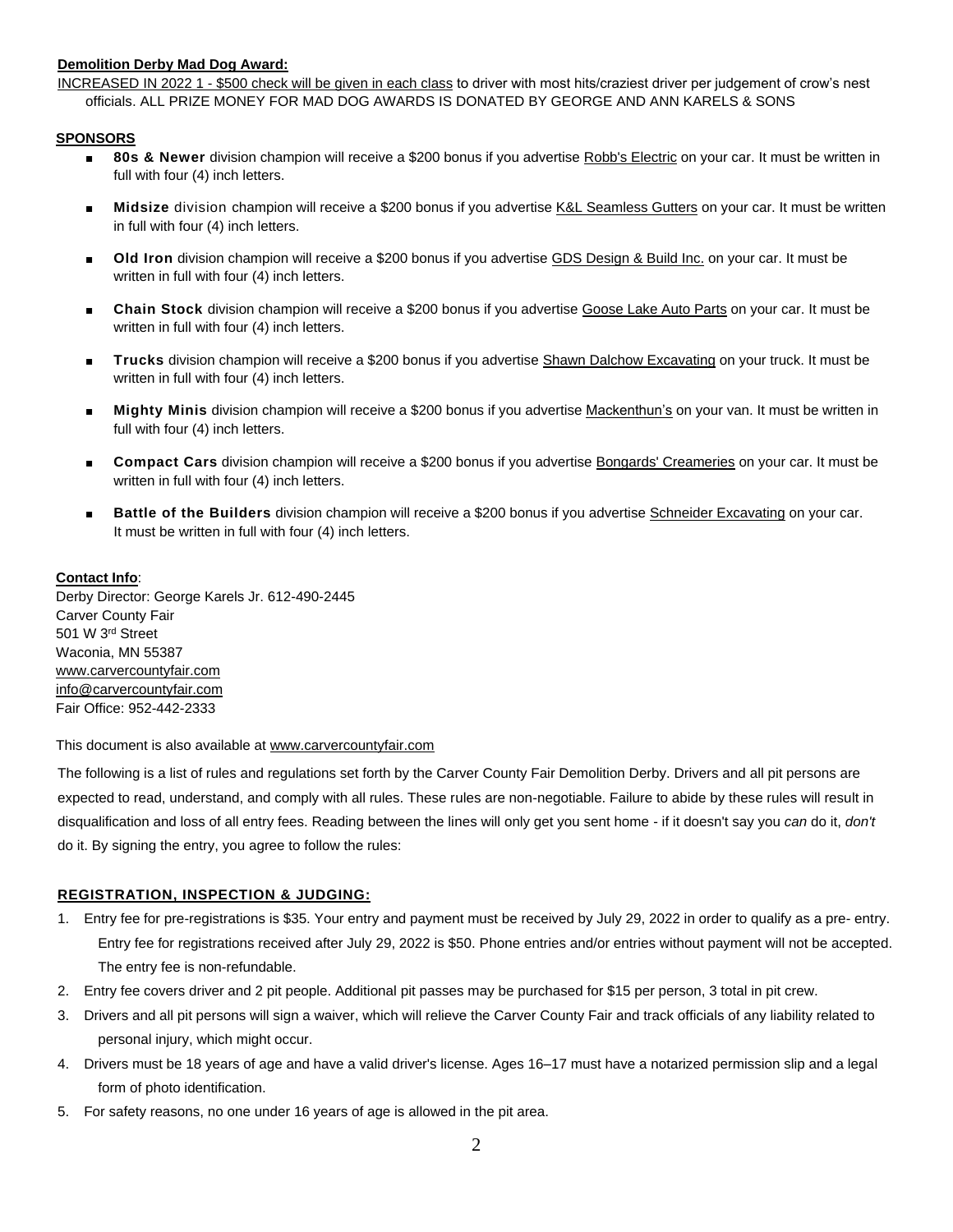**Demolition Derby Mad Dog Award:**

INCREASED IN 2022 1 - $500 check will be given in each class to driver with most hits/craziest driver per judgement of crow's nest officials. ALL PRIZE MONEY FOR MAD DOG AWARDS IS DONATED BY GEORGE AND ANN KARELS & SONS

**SPONSORS**

- **80s & Newer** division champion will receive a $200 bonus if you advertise Robb's Electric on your car. It must be written in full with four (4) inch letters.
- **Midsize** division champion will receive a $200 bonus if you advertise K&L Seamless Gutters on your car. It must be written in full with four (4) inch letters.
- **Old Iron** division champion will receive a $200 bonus if you advertise GDS Design & Build Inc. on your car. It must be written in full with four (4) inch letters.
- **Chain Stock** division champion will receive a $200 bonus if you advertise Goose Lake Auto Parts on your car. It must be written in full with four (4) inch letters.
- **Trucks** division champion will receive a $200 bonus if you advertise Shawn Dalchow Excavating on your truck. It must be written in full with four (4) inch letters.
- **Mighty Minis** division champion will receive a $200 bonus if you advertise Mackenthun's on your van. It must be written in full with four (4) inch letters.
- **Compact Cars** division champion will receive a $200 bonus if you advertise Bongards' Creameries on your car. It must be written in full with four (4) inch letters.
- **Battle of the Builders** division champion will receive a $200 bonus if you advertise Schneider Excavating on your car. It must be written in full with four (4) inch letters.

**Contact Info**:

Derby Director: George Karels Jr. 612-490-2445
Carver County Fair
501 W 3rd Street
Waconia, MN 55387
www.carvercountyfair.com
info@carvercountyfair.com
Fair Office: 952-442-2333

This document is also available at www.carvercountyfair.com

The following is a list of rules and regulations set forth by the Carver County Fair Demolition Derby. Drivers and all pit persons are expected to read, understand, and comply with all rules. These rules are non-negotiable. Failure to abide by these rules will result in disqualification and loss of all entry fees. Reading between the lines will only get you sent home - if it doesn't say you *can* do it, *don't* do it. By signing the entry, you agree to follow the rules:

**REGISTRATION, INSPECTION & JUDGING:**

1. Entry fee for pre-registrations is $35. Your entry and payment must be received by July 29, 2022 in order to qualify as a pre- entry. Entry fee for registrations received after July 29, 2022 is $50. Phone entries and/or entries without payment will not be accepted. The entry fee is non-refundable.
2. Entry fee covers driver and 2 pit people. Additional pit passes may be purchased for $15 per person, 3 total in pit crew.
3. Drivers and all pit persons will sign a waiver, which will relieve the Carver County Fair and track officials of any liability related to personal injury, which might occur.
4. Drivers must be 18 years of age and have a valid driver's license. Ages 16–17 must have a notarized permission slip and a legal form of photo identification.
5. For safety reasons, no one under 16 years of age is allowed in the pit area.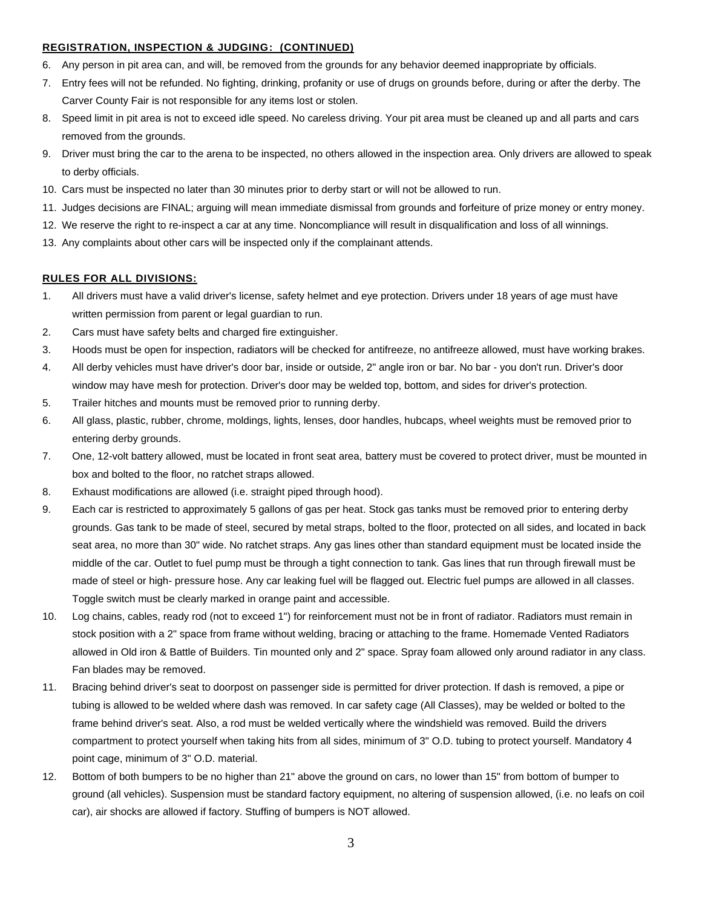**REGISTRATION, INSPECTION & JUDGING: (CONTINUED)**

6. Any person in pit area can, and will, be removed from the grounds for any behavior deemed inappropriate by officials.
7. Entry fees will not be refunded. No fighting, drinking, profanity or use of drugs on grounds before, during or after the derby. The Carver County Fair is not responsible for any items lost or stolen.
8. Speed limit in pit area is not to exceed idle speed. No careless driving. Your pit area must be cleaned up and all parts and cars removed from the grounds.
9. Driver must bring the car to the arena to be inspected, no others allowed in the inspection area. Only drivers are allowed to speak to derby officials.
10. Cars must be inspected no later than 30 minutes prior to derby start or will not be allowed to run.
11. Judges decisions are FINAL; arguing will mean immediate dismissal from grounds and forfeiture of prize money or entry money.
12. We reserve the right to re-inspect a car at any time. Noncompliance will result in disqualification and loss of all winnings.
13. Any complaints about other cars will be inspected only if the complainant attends.

**RULES FOR ALL DIVISIONS:**

1. All drivers must have a valid driver's license, safety helmet and eye protection. Drivers under 18 years of age must have written permission from parent or legal guardian to run.
2. Cars must have safety belts and charged fire extinguisher.
3. Hoods must be open for inspection, radiators will be checked for antifreeze, no antifreeze allowed, must have working brakes.
4. All derby vehicles must have driver's door bar, inside or outside, 2" angle iron or bar. No bar - you don't run. Driver's door window may have mesh for protection. Driver's door may be welded top, bottom, and sides for driver's protection.
5. Trailer hitches and mounts must be removed prior to running derby.
6. All glass, plastic, rubber, chrome, moldings, lights, lenses, door handles, hubcaps, wheel weights must be removed prior to entering derby grounds.
7. One, 12-volt battery allowed, must be located in front seat area, battery must be covered to protect driver, must be mounted in box and bolted to the floor, no ratchet straps allowed.
8. Exhaust modifications are allowed (i.e. straight piped through hood).
9. Each car is restricted to approximately 5 gallons of gas per heat. Stock gas tanks must be removed prior to entering derby grounds. Gas tank to be made of steel, secured by metal straps, bolted to the floor, protected on all sides, and located in back seat area, no more than 30" wide. No ratchet straps. Any gas lines other than standard equipment must be located inside the middle of the car. Outlet to fuel pump must be through a tight connection to tank. Gas lines that run through firewall must be made of steel or high- pressure hose. Any car leaking fuel will be flagged out. Electric fuel pumps are allowed in all classes. Toggle switch must be clearly marked in orange paint and accessible.
10. Log chains, cables, ready rod (not to exceed 1") for reinforcement must not be in front of radiator. Radiators must remain in stock position with a 2" space from frame without welding, bracing or attaching to the frame. Homemade Vented Radiators allowed in Old iron & Battle of Builders. Tin mounted only and 2" space. Spray foam allowed only around radiator in any class. Fan blades may be removed.
11. Bracing behind driver's seat to doorpost on passenger side is permitted for driver protection. If dash is removed, a pipe or tubing is allowed to be welded where dash was removed. In car safety cage (All Classes), may be welded or bolted to the frame behind driver's seat. Also, a rod must be welded vertically where the windshield was removed. Build the drivers compartment to protect yourself when taking hits from all sides, minimum of 3" O.D. tubing to protect yourself. Mandatory 4 point cage, minimum of 3" O.D. material.
12. Bottom of both bumpers to be no higher than 21" above the ground on cars, no lower than 15" from bottom of bumper to ground (all vehicles). Suspension must be standard factory equipment, no altering of suspension allowed, (i.e. no leafs on coil car), air shocks are allowed if factory. Stuffing of bumpers is NOT allowed.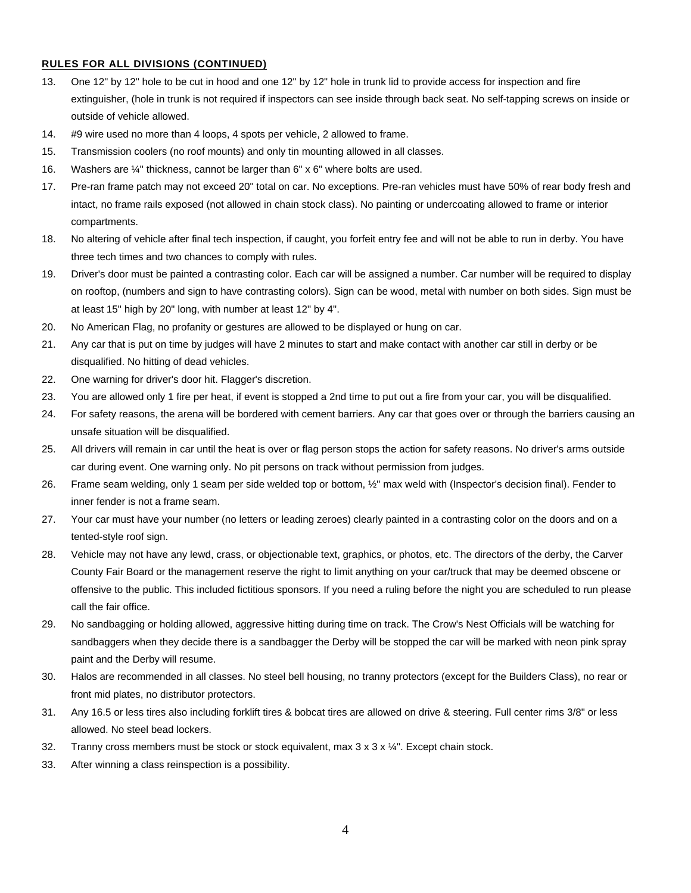**RULES FOR ALL DIVISIONS (CONTINUED)**

13. One 12" by 12" hole to be cut in hood and one 12" by 12" hole in trunk lid to provide access for inspection and fire extinguisher, (hole in trunk is not required if inspectors can see inside through back seat. No self-tapping screws on inside or outside of vehicle allowed.
14. #9 wire used no more than 4 loops, 4 spots per vehicle, 2 allowed to frame.
15. Transmission coolers (no roof mounts) and only tin mounting allowed in all classes.
16. Washers are ¼" thickness, cannot be larger than 6" x 6" where bolts are used.
17. Pre-ran frame patch may not exceed 20" total on car. No exceptions. Pre-ran vehicles must have 50% of rear body fresh and intact, no frame rails exposed (not allowed in chain stock class). No painting or undercoating allowed to frame or interior compartments.
18. No altering of vehicle after final tech inspection, if caught, you forfeit entry fee and will not be able to run in derby. You have three tech times and two chances to comply with rules.
19. Driver's door must be painted a contrasting color. Each car will be assigned a number. Car number will be required to display on rooftop, (numbers and sign to have contrasting colors). Sign can be wood, metal with number on both sides. Sign must be at least 15" high by 20" long, with number at least 12" by 4".
20. No American Flag, no profanity or gestures are allowed to be displayed or hung on car.
21. Any car that is put on time by judges will have 2 minutes to start and make contact with another car still in derby or be disqualified. No hitting of dead vehicles.
22. One warning for driver's door hit. Flagger's discretion.
23. You are allowed only 1 fire per heat, if event is stopped a 2nd time to put out a fire from your car, you will be disqualified.
24. For safety reasons, the arena will be bordered with cement barriers. Any car that goes over or through the barriers causing an unsafe situation will be disqualified.
25. All drivers will remain in car until the heat is over or flag person stops the action for safety reasons. No driver's arms outside car during event. One warning only. No pit persons on track without permission from judges.
26. Frame seam welding, only 1 seam per side welded top or bottom, ½" max weld with (Inspector's decision final). Fender to inner fender is not a frame seam.
27. Your car must have your number (no letters or leading zeroes) clearly painted in a contrasting color on the doors and on a tented-style roof sign.
28. Vehicle may not have any lewd, crass, or objectionable text, graphics, or photos, etc. The directors of the derby, the Carver County Fair Board or the management reserve the right to limit anything on your car/truck that may be deemed obscene or offensive to the public. This included fictitious sponsors. If you need a ruling before the night you are scheduled to run please call the fair office.
29. No sandbagging or holding allowed, aggressive hitting during time on track. The Crow's Nest Officials will be watching for sandbaggers when they decide there is a sandbagger the Derby will be stopped the car will be marked with neon pink spray paint and the Derby will resume.
30. Halos are recommended in all classes. No steel bell housing, no tranny protectors (except for the Builders Class), no rear or front mid plates, no distributor protectors.
31. Any 16.5 or less tires also including forklift tires & bobcat tires are allowed on drive & steering. Full center rims 3/8" or less allowed. No steel bead lockers.
32. Tranny cross members must be stock or stock equivalent, max 3 x 3 x ¼". Except chain stock.
33. After winning a class reinspection is a possibility.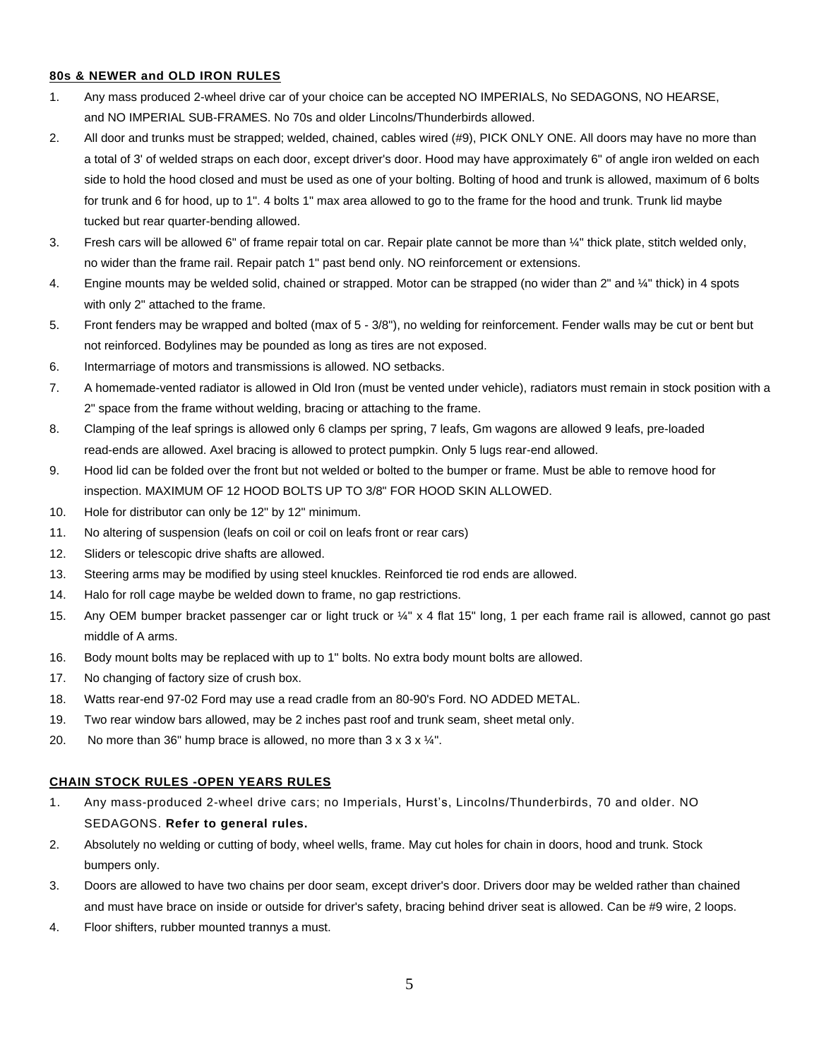**80s & NEWER and OLD IRON RULES**

1. Any mass produced 2-wheel drive car of your choice can be accepted NO IMPERIALS, No SEDAGONS, NO HEARSE, and NO IMPERIAL SUB-FRAMES. No 70s and older Lincolns/Thunderbirds allowed.
2. All door and trunks must be strapped; welded, chained, cables wired (#9), PICK ONLY ONE. All doors may have no more than a total of 3' of welded straps on each door, except driver's door. Hood may have approximately 6" of angle iron welded on each side to hold the hood closed and must be used as one of your bolting. Bolting of hood and trunk is allowed, maximum of 6 bolts for trunk and 6 for hood, up to 1". 4 bolts 1" max area allowed to go to the frame for the hood and trunk. Trunk lid maybe tucked but rear quarter-bending allowed.
3. Fresh cars will be allowed 6" of frame repair total on car. Repair plate cannot be more than ¼" thick plate, stitch welded only, no wider than the frame rail. Repair patch 1" past bend only. NO reinforcement or extensions.
4. Engine mounts may be welded solid, chained or strapped. Motor can be strapped (no wider than 2" and ¼" thick) in 4 spots with only 2" attached to the frame.
5. Front fenders may be wrapped and bolted (max of 5 - 3/8"), no welding for reinforcement. Fender walls may be cut or bent but not reinforced. Bodylines may be pounded as long as tires are not exposed.
6. Intermarriage of motors and transmissions is allowed. NO setbacks.
7. A homemade-vented radiator is allowed in Old Iron (must be vented under vehicle), radiators must remain in stock position with a 2" space from the frame without welding, bracing or attaching to the frame.
8. Clamping of the leaf springs is allowed only 6 clamps per spring, 7 leafs, Gm wagons are allowed 9 leafs, pre-loaded read-ends are allowed. Axel bracing is allowed to protect pumpkin. Only 5 lugs rear-end allowed.
9. Hood lid can be folded over the front but not welded or bolted to the bumper or frame. Must be able to remove hood for inspection. MAXIMUM OF 12 HOOD BOLTS UP TO 3/8" FOR HOOD SKIN ALLOWED.
10. Hole for distributor can only be 12" by 12" minimum.
11. No altering of suspension (leafs on coil or coil on leafs front or rear cars)
12. Sliders or telescopic drive shafts are allowed.
13. Steering arms may be modified by using steel knuckles. Reinforced tie rod ends are allowed.
14. Halo for roll cage maybe be welded down to frame, no gap restrictions.
15. Any OEM bumper bracket passenger car or light truck or ¼" x 4 flat 15" long, 1 per each frame rail is allowed, cannot go past middle of A arms.
16. Body mount bolts may be replaced with up to 1" bolts. No extra body mount bolts are allowed.
17. No changing of factory size of crush box.
18. Watts rear-end 97-02 Ford may use a read cradle from an 80-90's Ford. NO ADDED METAL.
19. Two rear window bars allowed, may be 2 inches past roof and trunk seam, sheet metal only.
20. No more than 36" hump brace is allowed, no more than 3 x 3 x ¼".

**CHAIN STOCK RULES -OPEN YEARS RULES**

1. Any mass-produced 2-wheel drive cars; no Imperials, Hurst's, Lincolns/Thunderbirds, 70 and older. NO SEDAGONS. **Refer to general rules.**
2. Absolutely no welding or cutting of body, wheel wells, frame. May cut holes for chain in doors, hood and trunk. Stock bumpers only.
3. Doors are allowed to have two chains per door seam, except driver's door. Drivers door may be welded rather than chained and must have brace on inside or outside for driver's safety, bracing behind driver seat is allowed. Can be #9 wire, 2 loops.
4. Floor shifters, rubber mounted trannys a must.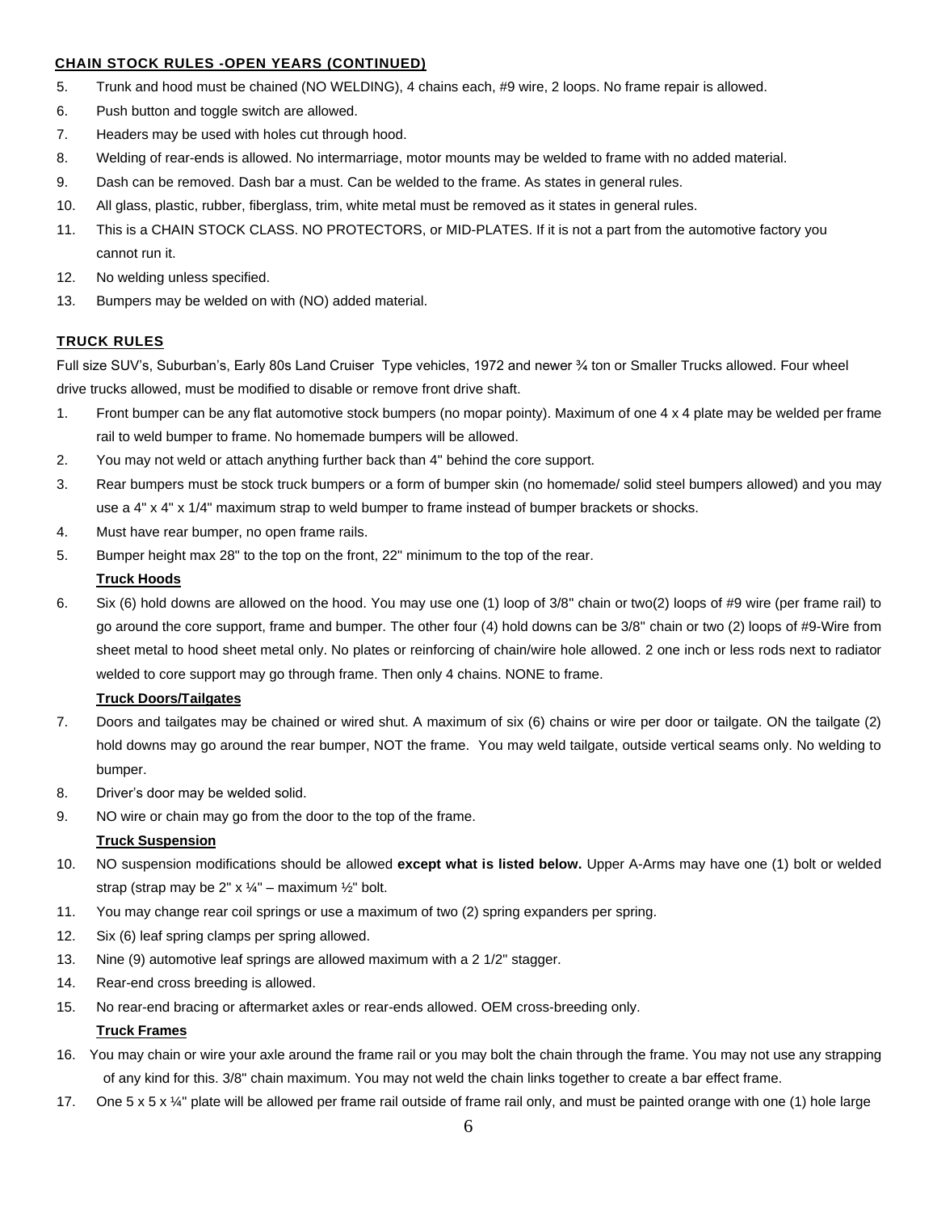## CHAIN STOCK RULES -OPEN YEARS (CONTINUED)

5. Trunk and hood must be chained (NO WELDING), 4 chains each, #9 wire, 2 loops. No frame repair is allowed.
6. Push button and toggle switch are allowed.
7. Headers may be used with holes cut through hood.
8. Welding of rear-ends is allowed. No intermarriage, motor mounts may be welded to frame with no added material.
9. Dash can be removed. Dash bar a must. Can be welded to the frame. As states in general rules.
10. All glass, plastic, rubber, fiberglass, trim, white metal must be removed as it states in general rules.
11. This is a CHAIN STOCK CLASS. NO PROTECTORS, or MID-PLATES. If it is not a part from the automotive factory you cannot run it.
12. No welding unless specified.
13. Bumpers may be welded on with (NO) added material.

## TRUCK RULES

Full size SUV's, Suburban's, Early 80s Land Cruiser Type vehicles, 1972 and newer ¾ ton or Smaller Trucks allowed. Four wheel drive trucks allowed, must be modified to disable or remove front drive shaft.

1. Front bumper can be any flat automotive stock bumpers (no mopar pointy). Maximum of one 4 x 4 plate may be welded per frame rail to weld bumper to frame. No homemade bumpers will be allowed.
2. You may not weld or attach anything further back than 4" behind the core support.
3. Rear bumpers must be stock truck bumpers or a form of bumper skin (no homemade/ solid steel bumpers allowed) and you may use a 4" x 4" x 1/4" maximum strap to weld bumper to frame instead of bumper brackets or shocks.
4. Must have rear bumper, no open frame rails.
5. Bumper height max 28" to the top on the front, 22" minimum to the top of the rear.

### Truck Hoods

6. Six (6) hold downs are allowed on the hood. You may use one (1) loop of 3/8" chain or two(2) loops of #9 wire (per frame rail) to go around the core support, frame and bumper. The other four (4) hold downs can be 3/8" chain or two (2) loops of #9-Wire from sheet metal to hood sheet metal only. No plates or reinforcing of chain/wire hole allowed. 2 one inch or less rods next to radiator welded to core support may go through frame. Then only 4 chains. NONE to frame.

### Truck Doors/Tailgates

7. Doors and tailgates may be chained or wired shut. A maximum of six (6) chains or wire per door or tailgate. ON the tailgate (2) hold downs may go around the rear bumper, NOT the frame. You may weld tailgate, outside vertical seams only. No welding to bumper.
8. Driver's door may be welded solid.
9. NO wire or chain may go from the door to the top of the frame.

### Truck Suspension

10. NO suspension modifications should be allowed **except what is listed below.** Upper A-Arms may have one (1) bolt or welded strap (strap may be 2" x ¼" – maximum ½" bolt.
11. You may change rear coil springs or use a maximum of two (2) spring expanders per spring.
12. Six (6) leaf spring clamps per spring allowed.
13. Nine (9) automotive leaf springs are allowed maximum with a 2 1/2" stagger.
14. Rear-end cross breeding is allowed.
15. No rear-end bracing or aftermarket axles or rear-ends allowed. OEM cross-breeding only.

### Truck Frames

16. You may chain or wire your axle around the frame rail or you may bolt the chain through the frame. You may not use any strapping of any kind for this. 3/8" chain maximum. You may not weld the chain links together to create a bar effect frame.
17. One 5 x 5 x ¼" plate will be allowed per frame rail outside of frame rail only, and must be painted orange with one (1) hole large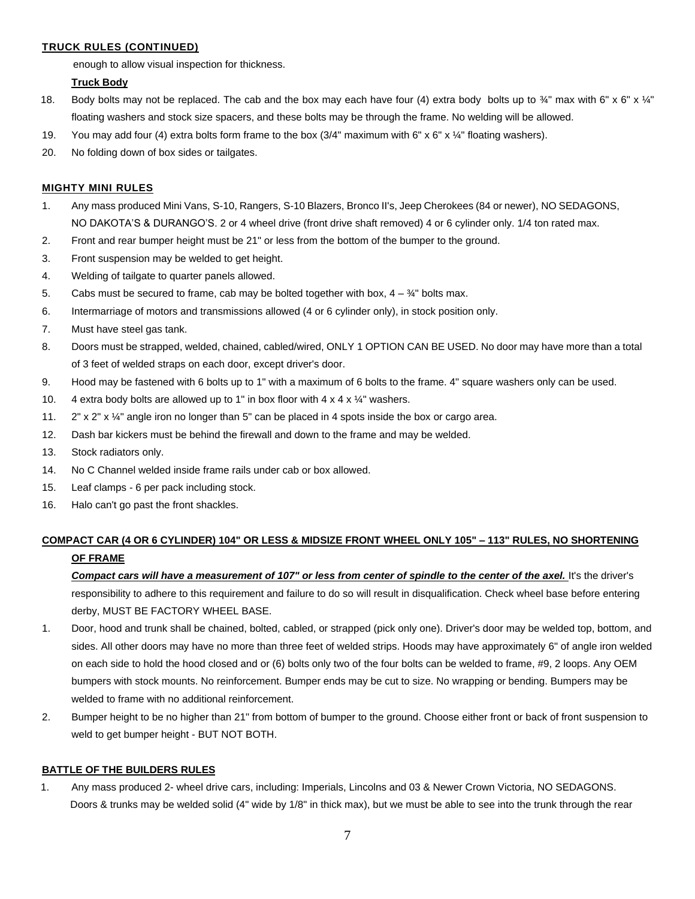**TRUCK RULES (CONTINUED)**

enough to allow visual inspection for thickness.

**Truck Body**

18. Body bolts may not be replaced. The cab and the box may each have four (4) extra body bolts up to ¾" max with 6" x 6" x ¼" floating washers and stock size spacers, and these bolts may be through the frame. No welding will be allowed.
19. You may add four (4) extra bolts form frame to the box (3/4" maximum with 6" x 6" x ¼" floating washers).
20. No folding down of box sides or tailgates.

**MIGHTY MINI RULES**

1. Any mass produced Mini Vans, S-10, Rangers, S-10 Blazers, Bronco II's, Jeep Cherokees (84 or newer), NO SEDAGONS, NO DAKOTA'S & DURANGO'S. 2 or 4 wheel drive (front drive shaft removed) 4 or 6 cylinder only. 1/4 ton rated max.
2. Front and rear bumper height must be 21" or less from the bottom of the bumper to the ground.
3. Front suspension may be welded to get height.
4. Welding of tailgate to quarter panels allowed.
5. Cabs must be secured to frame, cab may be bolted together with box, 4 – ¾" bolts max.
6. Intermarriage of motors and transmissions allowed (4 or 6 cylinder only), in stock position only.
7. Must have steel gas tank.
8. Doors must be strapped, welded, chained, cabled/wired, ONLY 1 OPTION CAN BE USED. No door may have more than a total of 3 feet of welded straps on each door, except driver's door.
9. Hood may be fastened with 6 bolts up to 1" with a maximum of 6 bolts to the frame. 4" square washers only can be used.
10. 4 extra body bolts are allowed up to 1" in box floor with 4 x 4 x ¼" washers.
11. 2" x 2" x ¼" angle iron no longer than 5" can be placed in 4 spots inside the box or cargo area.
12. Dash bar kickers must be behind the firewall and down to the frame and may be welded.
13. Stock radiators only.
14. No C Channel welded inside frame rails under cab or box allowed.
15. Leaf clamps - 6 per pack including stock.
16. Halo can't go past the front shackles.

**COMPACT CAR (4 OR 6 CYLINDER) 104" OR LESS & MIDSIZE FRONT WHEEL ONLY 105" – 113" RULES, NO SHORTENING OF FRAME**

***Compact cars will have a measurement of 107" or less from center of spindle to the center of the axel.*** It's the driver's responsibility to adhere to this requirement and failure to do so will result in disqualification. Check wheel base before entering derby, MUST BE FACTORY WHEEL BASE.

1. Door, hood and trunk shall be chained, bolted, cabled, or strapped (pick only one). Driver's door may be welded top, bottom, and sides. All other doors may have no more than three feet of welded strips. Hoods may have approximately 6" of angle iron welded on each side to hold the hood closed and or (6) bolts only two of the four bolts can be welded to frame, #9, 2 loops. Any OEM bumpers with stock mounts. No reinforcement. Bumper ends may be cut to size. No wrapping or bending. Bumpers may be welded to frame with no additional reinforcement.
2. Bumper height to be no higher than 21" from bottom of bumper to the ground. Choose either front or back of front suspension to weld to get bumper height - BUT NOT BOTH.

**BATTLE OF THE BUILDERS RULES**

1. Any mass produced 2- wheel drive cars, including: Imperials, Lincolns and 03 & Newer Crown Victoria, NO SEDAGONS. Doors & trunks may be welded solid (4" wide by 1/8" in thick max), but we must be able to see into the trunk through the rear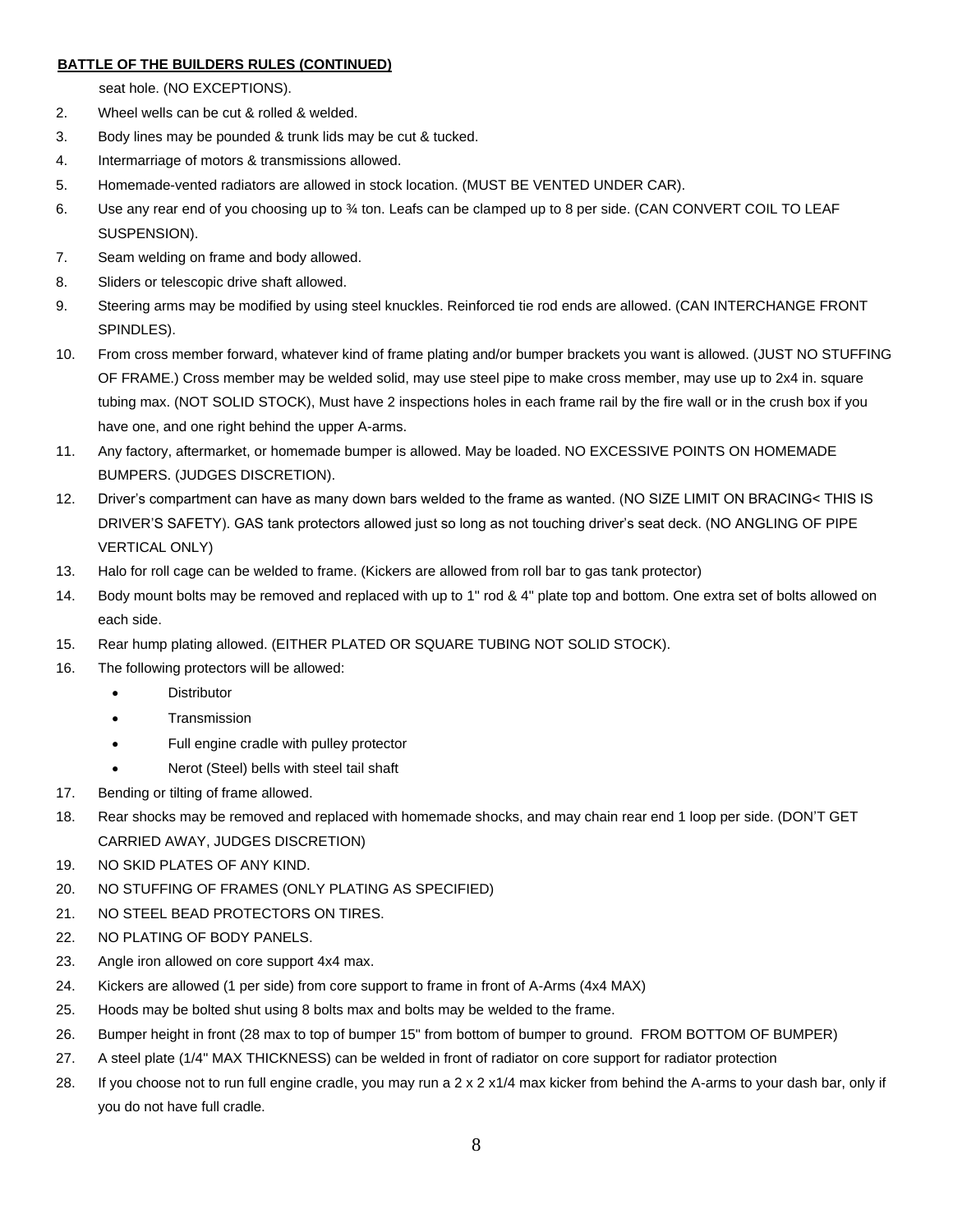**BATTLE OF THE BUILDERS RULES (CONTINUED)**

seat hole. (NO EXCEPTIONS).

2. Wheel wells can be cut & rolled & welded.
3. Body lines may be pounded & trunk lids may be cut & tucked.
4. Intermarriage of motors & transmissions allowed.
5. Homemade-vented radiators are allowed in stock location. (MUST BE VENTED UNDER CAR).
6. Use any rear end of you choosing up to ¾ ton. Leafs can be clamped up to 8 per side. (CAN CONVERT COIL TO LEAF SUSPENSION).
7. Seam welding on frame and body allowed.
8. Sliders or telescopic drive shaft allowed.
9. Steering arms may be modified by using steel knuckles. Reinforced tie rod ends are allowed. (CAN INTERCHANGE FRONT SPINDLES).
10. From cross member forward, whatever kind of frame plating and/or bumper brackets you want is allowed. (JUST NO STUFFING OF FRAME.) Cross member may be welded solid, may use steel pipe to make cross member, may use up to 2x4 in. square tubing max. (NOT SOLID STOCK), Must have 2 inspections holes in each frame rail by the fire wall or in the crush box if you have one, and one right behind the upper A-arms.
11. Any factory, aftermarket, or homemade bumper is allowed. May be loaded. NO EXCESSIVE POINTS ON HOMEMADE BUMPERS. (JUDGES DISCRETION).
12. Driver's compartment can have as many down bars welded to the frame as wanted. (NO SIZE LIMIT ON BRACING< THIS IS DRIVER'S SAFETY). GAS tank protectors allowed just so long as not touching driver's seat deck. (NO ANGLING OF PIPE VERTICAL ONLY)
13. Halo for roll cage can be welded to frame. (Kickers are allowed from roll bar to gas tank protector)
14. Body mount bolts may be removed and replaced with up to 1" rod & 4" plate top and bottom. One extra set of bolts allowed on each side.
15. Rear hump plating allowed. (EITHER PLATED OR SQUARE TUBING NOT SOLID STOCK).
16. The following protectors will be allowed:
    - Distributor
    - Transmission
    - Full engine cradle with pulley protector
    - Nerot (Steel) bells with steel tail shaft
17. Bending or tilting of frame allowed.
18. Rear shocks may be removed and replaced with homemade shocks, and may chain rear end 1 loop per side. (DON'T GET CARRIED AWAY, JUDGES DISCRETION)
19. NO SKID PLATES OF ANY KIND.
20. NO STUFFING OF FRAMES (ONLY PLATING AS SPECIFIED)
21. NO STEEL BEAD PROTECTORS ON TIRES.
22. NO PLATING OF BODY PANELS.
23. Angle iron allowed on core support 4x4 max.
24. Kickers are allowed (1 per side) from core support to frame in front of A-Arms (4x4 MAX)
25. Hoods may be bolted shut using 8 bolts max and bolts may be welded to the frame.
26. Bumper height in front (28 max to top of bumper 15" from bottom of bumper to ground. FROM BOTTOM OF BUMPER)
27. A steel plate (1/4" MAX THICKNESS) can be welded in front of radiator on core support for radiator protection
28. If you choose not to run full engine cradle, you may run a 2 x 2 x1/4 max kicker from behind the A-arms to your dash bar, only if you do not have full cradle.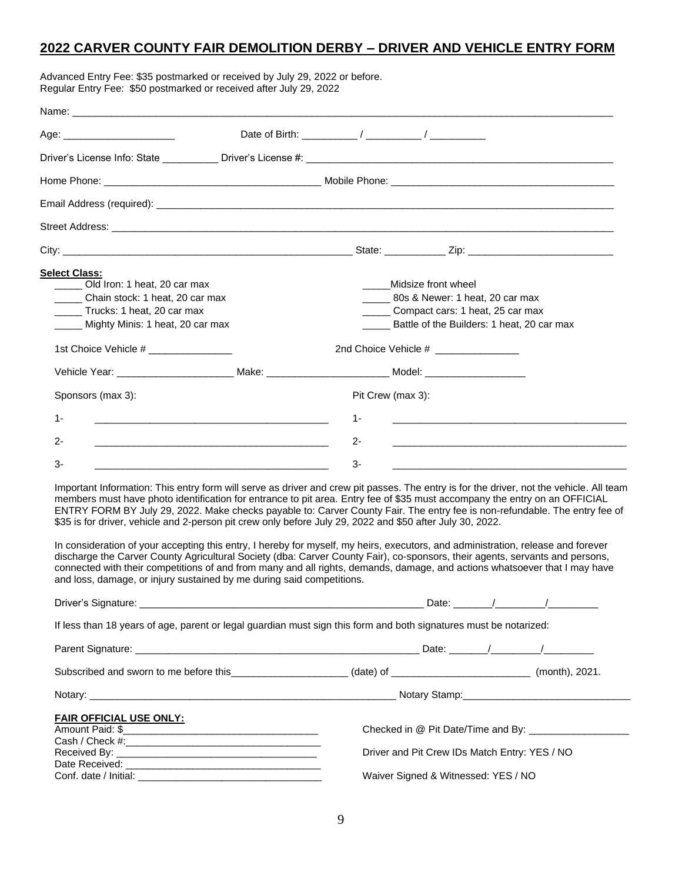## 2022 CARVER COUNTY FAIR DEMOLITION DERBY – DRIVER AND VEHICLE ENTRY FORM

Advanced Entry Fee: $35 postmarked or received by July 29, 2022 or before.
Regular Entry Fee: $50 postmarked or received after July 29, 2022

Name: ____________________________________________________________

Age: ____________________ Date of Birth: __________ / __________ / __________

Driver's License Info: State __________ Driver's License #: ____________________________________

Home Phone: ______________________________ Mobile Phone: ______________________________

Email Address (required): ____________________________________________________________

Street Address: ____________________________________________________________

City: ________________________________________ State: ___________ Zip: __________________

**Select Class:**

_____ Old Iron: 1 heat, 20 car max
_____ Chain stock: 1 heat, 20 car max
_____ Trucks: 1 heat, 20 car max
_____ Mighty Minis: 1 heat, 20 car max
_____Midsize front wheel
_____ 80s & Newer: 1 heat, 20 car max
_____ Compact cars: 1 heat, 25 car max
_____ Battle of the Builders: 1 heat, 20 car max

1st Choice Vehicle # _______________ 2nd Choice Vehicle # _______________

Vehicle Year: ____________________ Make: ____________________ Model: __________________

| Sponsors (max 3): | Pit Crew (max 3): |
|---|---|
| 1- ______________________________ | 1- ______________________________ |
| 2- ______________________________ | 2- ______________________________ |
| 3- ______________________________ | 3- ______________________________ |

Important Information: This entry form will serve as driver and crew pit passes. The entry is for the driver, not the vehicle. All team members must have photo identification for entrance to pit area. Entry fee of $35 must accompany the entry on an OFFICIAL ENTRY FORM BY July 29, 2022. Make checks payable to: Carver County Fair. The entry fee is non-refundable. The entry fee of $35 is for driver, vehicle and 2-person pit crew only before July 29, 2022 and $50 after July 30, 2022.

In consideration of your accepting this entry, I hereby for myself, my heirs, executors, and administration, release and forever discharge the Carver County Agricultural Society (dba: Carver County Fair), co-sponsors, their agents, servants and persons, connected with their competitions of and from many and all rights, demands, damage, and actions whatsoever that I may have and loss, damage, or injury sustained by me during said competitions.

Driver's Signature: ______________________________________________ Date: _______/_________/_________

If less than 18 years of age, parent or legal guardian must sign this form and both signatures must be notarized:

Parent Signature: ______________________________________________ Date: _______/_________/_________

Subscribed and sworn to me before this____________________ (date) of ________________________ (month), 2021.

Notary: ______________________________________________ Notary Stamp:______________________________

**FAIR OFFICIAL USE ONLY:**

Amount Paid: $__________________________________
Cash / Check #:__________________________________
Received By: __________________________________
Date Received: __________________________________
Conf. date / Initial: ________________________________

Checked in @ Pit Date/Time and By: __________________

Driver and Pit Crew IDs Match Entry: YES / NO

Waiver Signed & Witnessed: YES / NO